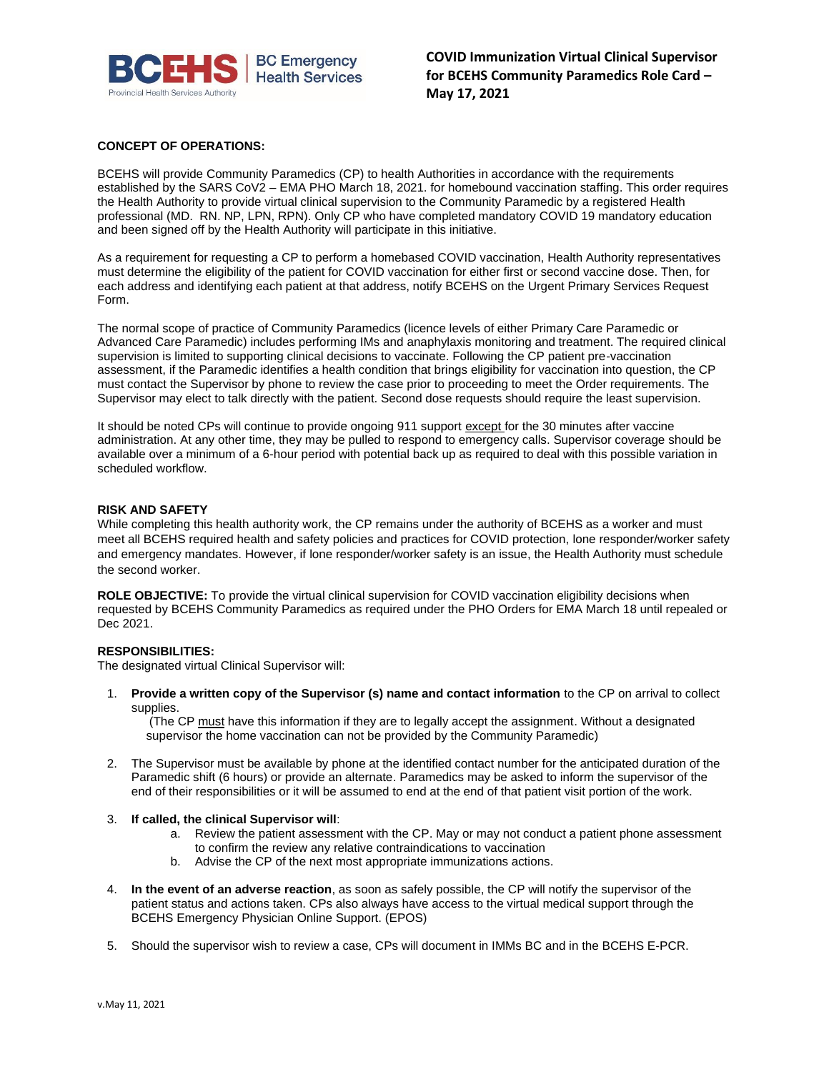**BC Emergency Health Services**
Provincial Health Services Authority

# COVID Immunization Virtual Clinical Supervisor for BCEHS Community Paramedics Role Card – May 17, 2021

**CONCEPT OF OPERATIONS:**

BCEHS will provide Community Paramedics (CP) to health Authorities in accordance with the requirements established by the SARS CoV2 – EMA PHO March 18, 2021. for homebound vaccination staffing. This order requires the Health Authority to provide virtual clinical supervision to the Community Paramedic by a registered Health professional (MD. RN. NP, LPN, RPN). Only CP who have completed mandatory COVID 19 mandatory education and been signed off by the Health Authority will participate in this initiative.

As a requirement for requesting a CP to perform a homebased COVID vaccination, Health Authority representatives must determine the eligibility of the patient for COVID vaccination for either first or second vaccine dose. Then, for each address and identifying each patient at that address, notify BCEHS on the Urgent Primary Services Request Form.

The normal scope of practice of Community Paramedics (licence levels of either Primary Care Paramedic or Advanced Care Paramedic) includes performing IMs and anaphylaxis monitoring and treatment. The required clinical supervision is limited to supporting clinical decisions to vaccinate. Following the CP patient pre-vaccination assessment, if the Paramedic identifies a health condition that brings eligibility for vaccination into question, the CP must contact the Supervisor by phone to review the case prior to proceeding to meet the Order requirements. The Supervisor may elect to talk directly with the patient. Second dose requests should require the least supervision.

It should be noted CPs will continue to provide ongoing 911 support except for the 30 minutes after vaccine administration. At any other time, they may be pulled to respond to emergency calls. Supervisor coverage should be available over a minimum of a 6-hour period with potential back up as required to deal with this possible variation in scheduled workflow.

**RISK AND SAFETY**

While completing this health authority work, the CP remains under the authority of BCEHS as a worker and must meet all BCEHS required health and safety policies and practices for COVID protection, lone responder/worker safety and emergency mandates. However, if lone responder/worker safety is an issue, the Health Authority must schedule the second worker.

**ROLE OBJECTIVE:** To provide the virtual clinical supervision for COVID vaccination eligibility decisions when requested by BCEHS Community Paramedics as required under the PHO Orders for EMA March 18 until repealed or Dec 2021.

**RESPONSIBILITIES:**

The designated virtual Clinical Supervisor will:

1. **Provide a written copy of the Supervisor (s) name and contact information** to the CP on arrival to collect supplies.
   (The CP must have this information if they are to legally accept the assignment. Without a designated supervisor the home vaccination can not be provided by the Community Paramedic)

2. The Supervisor must be available by phone at the identified contact number for the anticipated duration of the Paramedic shift (6 hours) or provide an alternate. Paramedics may be asked to inform the supervisor of the end of their responsibilities or it will be assumed to end at the end of that patient visit portion of the work.

3. **If called, the clinical Supervisor will**:
   a. Review the patient assessment with the CP. May or may not conduct a patient phone assessment to confirm the review any relative contraindications to vaccination
   b. Advise the CP of the next most appropriate immunizations actions.

4. **In the event of an adverse reaction**, as soon as safely possible, the CP will notify the supervisor of the patient status and actions taken. CPs also always have access to the virtual medical support through the BCEHS Emergency Physician Online Support. (EPOS)

5. Should the supervisor wish to review a case, CPs will document in IMMs BC and in the BCEHS E-PCR.

v.May 11, 2021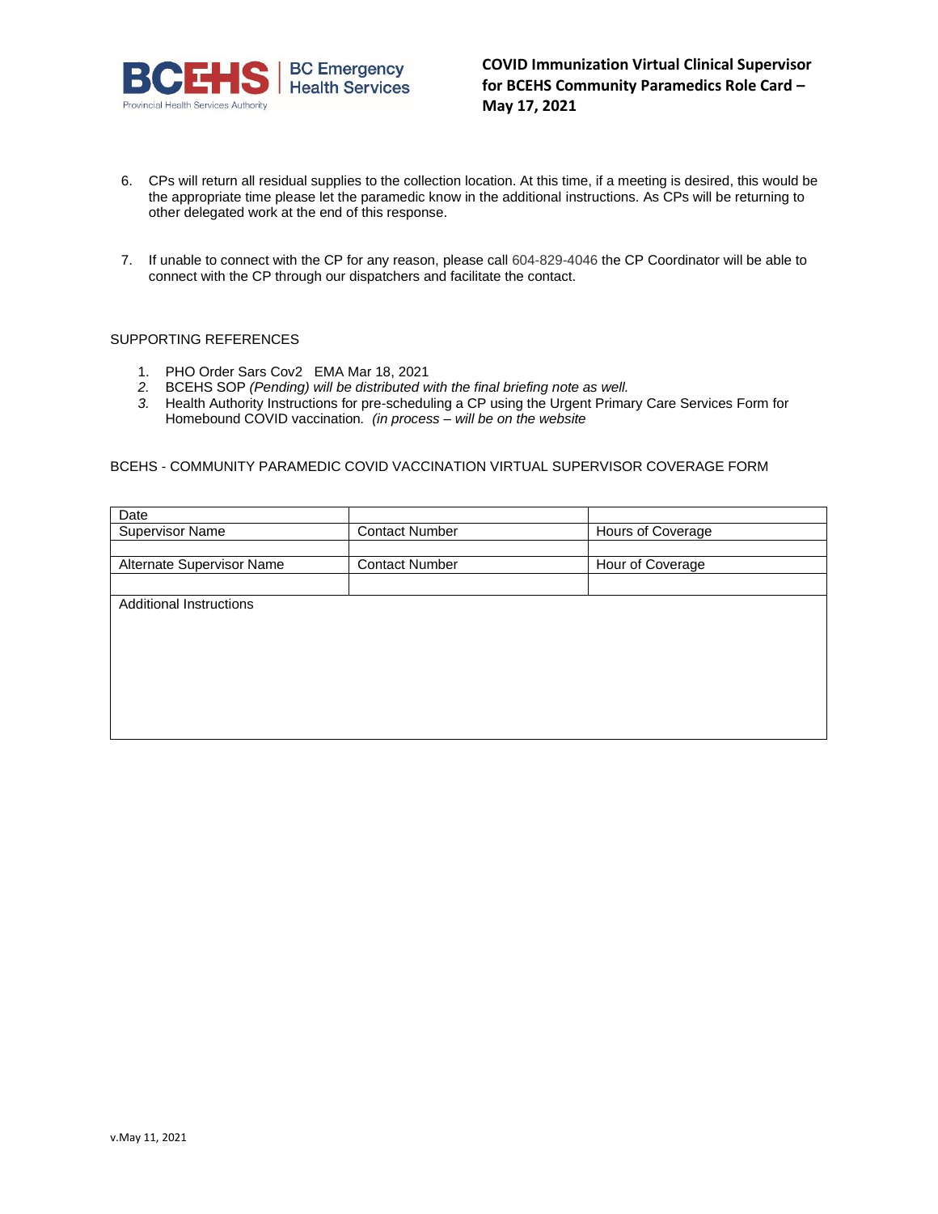6. CPs will return all residual supplies to the collection location. At this time, if a meeting is desired, this would be the appropriate time please let the paramedic know in the additional instructions. As CPs will be returning to other delegated work at the end of this response.

7. If unable to connect with the CP for any reason, please call 604-829-4046 the CP Coordinator will be able to connect with the CP through our dispatchers and facilitate the contact.

SUPPORTING REFERENCES

1. PHO Order Sars Cov2 EMA Mar 18, 2021
2. BCEHS SOP *(Pending) will be distributed with the final briefing note as well.*
3. Health Authority Instructions for pre-scheduling a CP using the Urgent Primary Care Services Form for Homebound COVID vaccination*. (in process – will be on the website*

BCEHS - COMMUNITY PARAMEDIC COVID VACCINATION VIRTUAL SUPERVISOR COVERAGE FORM

| | | |
|---|---|---|
| Date | | |
| Supervisor Name | Contact Number | Hours of Coverage |
| | | |
| Alternate Supervisor Name | Contact Number | Hour of Coverage |
| | | |
| Additional Instructions | | |